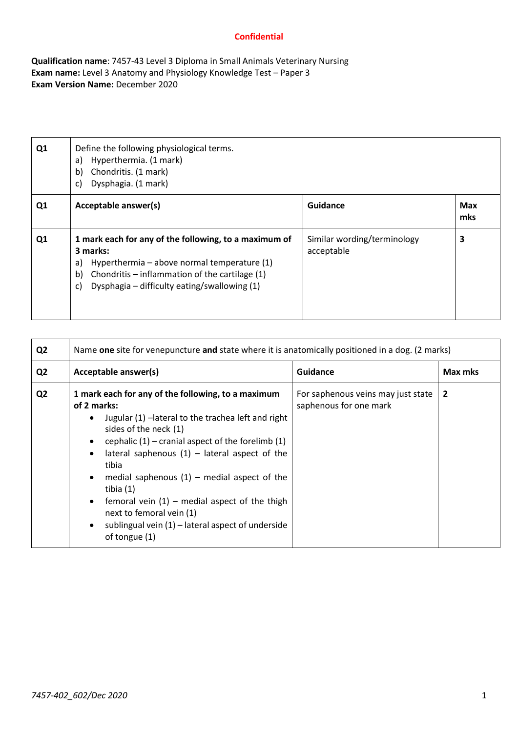Confidential

**Qualification name**: 7457-43 Level 3 Diploma in Small Animals Veterinary Nursing
**Exam name:** Level 3 Anatomy and Physiology Knowledge Test – Paper 3
**Exam Version Name:** December 2020

| Q1 | Define the following physiological terms.<br>a) Hyperthermia. (1 mark)<br>b) Chondritis. (1 mark)<br>c) Dysphagia. (1 mark) | | |
|---|---|---|---|
| **Q1** | **Acceptable answer(s)** | **Guidance** | **Max mks** |
| **Q1** | **1 mark each for any of the following, to a maximum of 3 marks:**<br>a) Hyperthermia – above normal temperature (1)<br>b) Chondritis – inflammation of the cartilage (1)<br>c) Dysphagia – difficulty eating/swallowing (1) | Similar wording/terminology acceptable | **3** |

| Q2 | Name **one** site for venepuncture **and** state where it is anatomically positioned in a dog. (2 marks) | | |
|---|---|---|---|
| **Q2** | **Acceptable answer(s)** | **Guidance** | **Max mks** |
| **Q2** | **1 mark each for any of the following, to a maximum of 2 marks:**<br>• Jugular (1) –lateral to the trachea left and right sides of the neck (1)<br>• cephalic (1) – cranial aspect of the forelimb (1)<br>• lateral saphenous (1) – lateral aspect of the tibia<br>• medial saphenous (1) – medial aspect of the tibia (1)<br>• femoral vein (1) – medial aspect of the thigh next to femoral vein (1)<br>• sublingual vein (1) – lateral aspect of underside of tongue (1) | For saphenous veins may just state saphenous for one mark | **2** |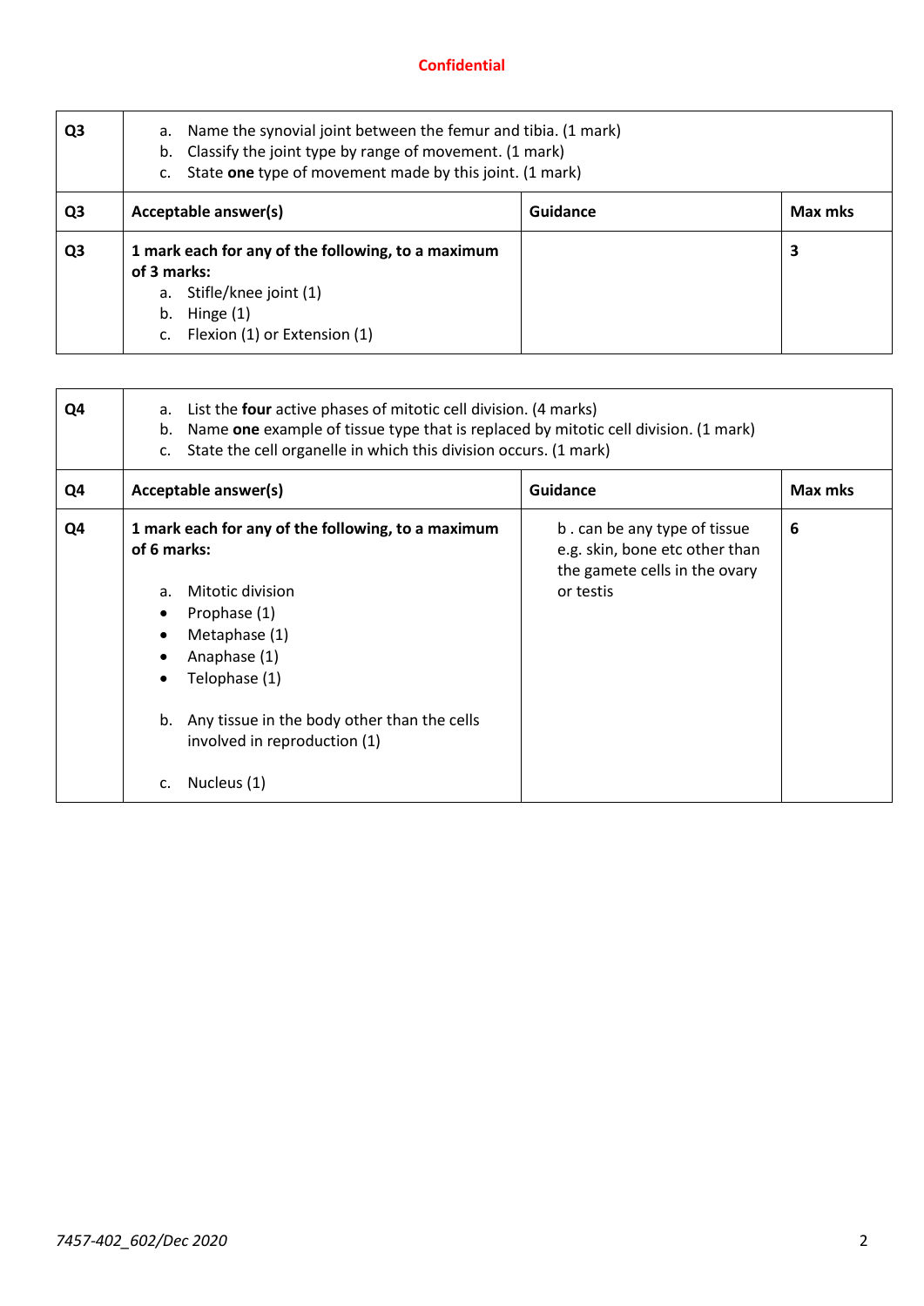| Q3 | a. Name the synovial joint between the femur and tibia. (1 mark)<br>b. Classify the joint type by range of movement. (1 mark)<br>c. State **one** type of movement made by this joint. (1 mark) | | |
|---|---|---|---|
| **Q3** | **Acceptable answer(s)** | **Guidance** | **Max mks** |
| **Q3** | **1 mark each for any of the following, to a maximum of 3 marks:**<br>a. Stifle/knee joint (1)<br>b. Hinge (1)<br>c. Flexion (1) or Extension (1) | | **3** |

| Q4 | a. List the **four** active phases of mitotic cell division. (4 marks)<br>b. Name **one** example of tissue type that is replaced by mitotic cell division. (1 mark)<br>c. State the cell organelle in which this division occurs. (1 mark) | | |
|---|---|---|---|
| **Q4** | **Acceptable answer(s)** | **Guidance** | **Max mks** |
| **Q4** | **1 mark each for any of the following, to a maximum of 6 marks:**<br><br>a. Mitotic division<br>• Prophase (1)<br>• Metaphase (1)<br>• Anaphase (1)<br>• Telophase (1)<br><br>b. Any tissue in the body other than the cells involved in reproduction (1)<br><br>c. Nucleus (1) | b . can be any type of tissue e.g. skin, bone etc other than the gamete cells in the ovary or testis | **6** |

*7457-402_602/Dec 2020*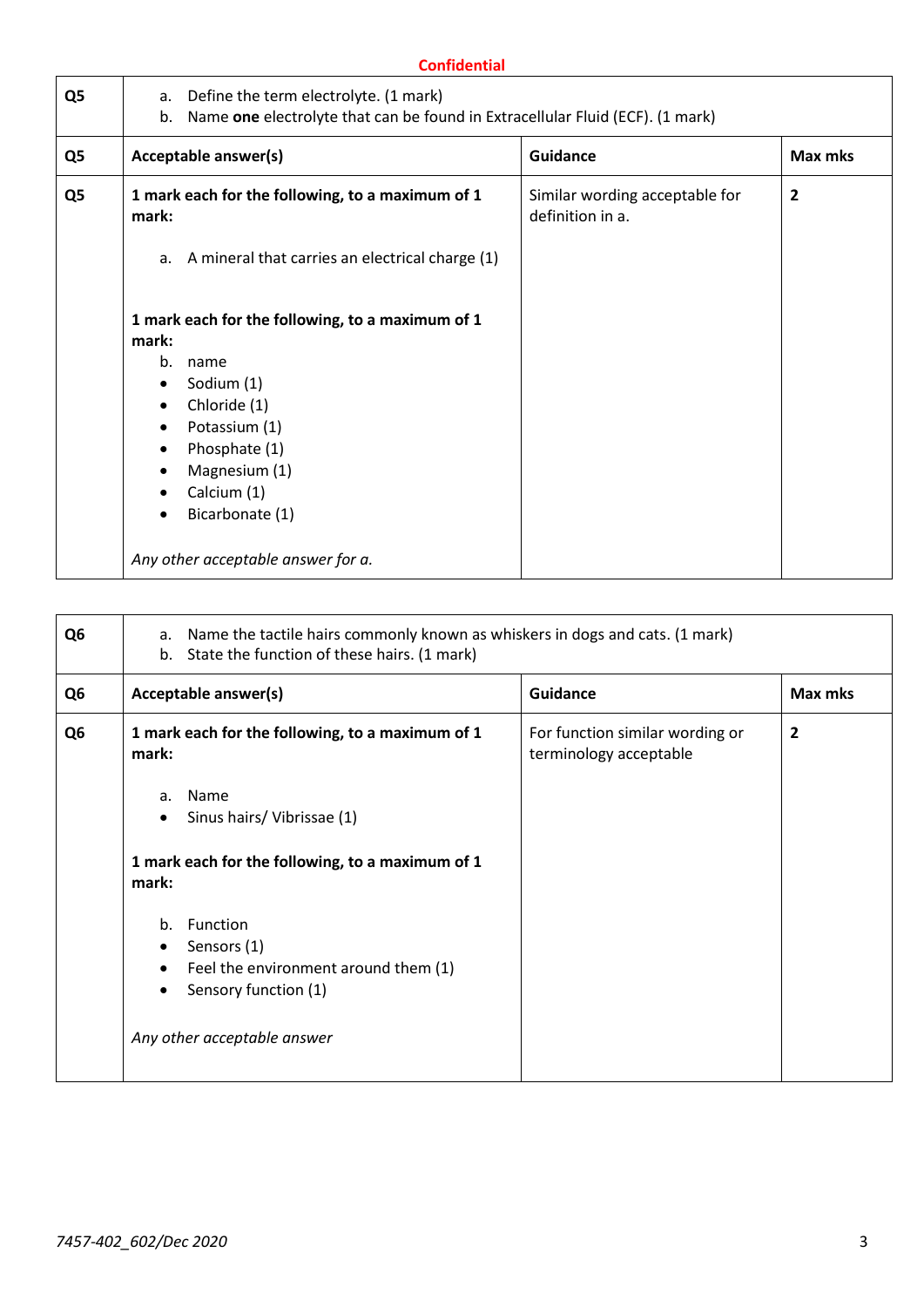**Confidential**

| Q5 | a. Define the term electrolyte. (1 mark)<br>b. Name **one** electrolyte that can be found in Extracellular Fluid (ECF). (1 mark) | | |
|---|---|---|---|
| **Q5** | **Acceptable answer(s)** | **Guidance** | **Max mks** |
| **Q5** | **1 mark each for the following, to a maximum of 1 mark:**<br><br>a. A mineral that carries an electrical charge (1)<br><br>**1 mark each for the following, to a maximum of 1 mark:**<br>b. name<br>• Sodium (1)<br>• Chloride (1)<br>• Potassium (1)<br>• Phosphate (1)<br>• Magnesium (1)<br>• Calcium (1)<br>• Bicarbonate (1)<br><br>*Any other acceptable answer for a.* | Similar wording acceptable for definition in a. | **2** |

| Q6 | a. Name the tactile hairs commonly known as whiskers in dogs and cats. (1 mark)<br>b. State the function of these hairs. (1 mark) | | |
|---|---|---|---|
| **Q6** | **Acceptable answer(s)** | **Guidance** | **Max mks** |
| **Q6** | **1 mark each for the following, to a maximum of 1 mark:**<br><br>a. Name<br>• Sinus hairs/ Vibrissae (1)<br><br>**1 mark each for the following, to a maximum of 1 mark:**<br><br>b. Function<br>• Sensors (1)<br>• Feel the environment around them (1)<br>• Sensory function (1)<br><br>*Any other acceptable answer* | For function similar wording or terminology acceptable | **2** |

*7457-402_602/Dec 2020*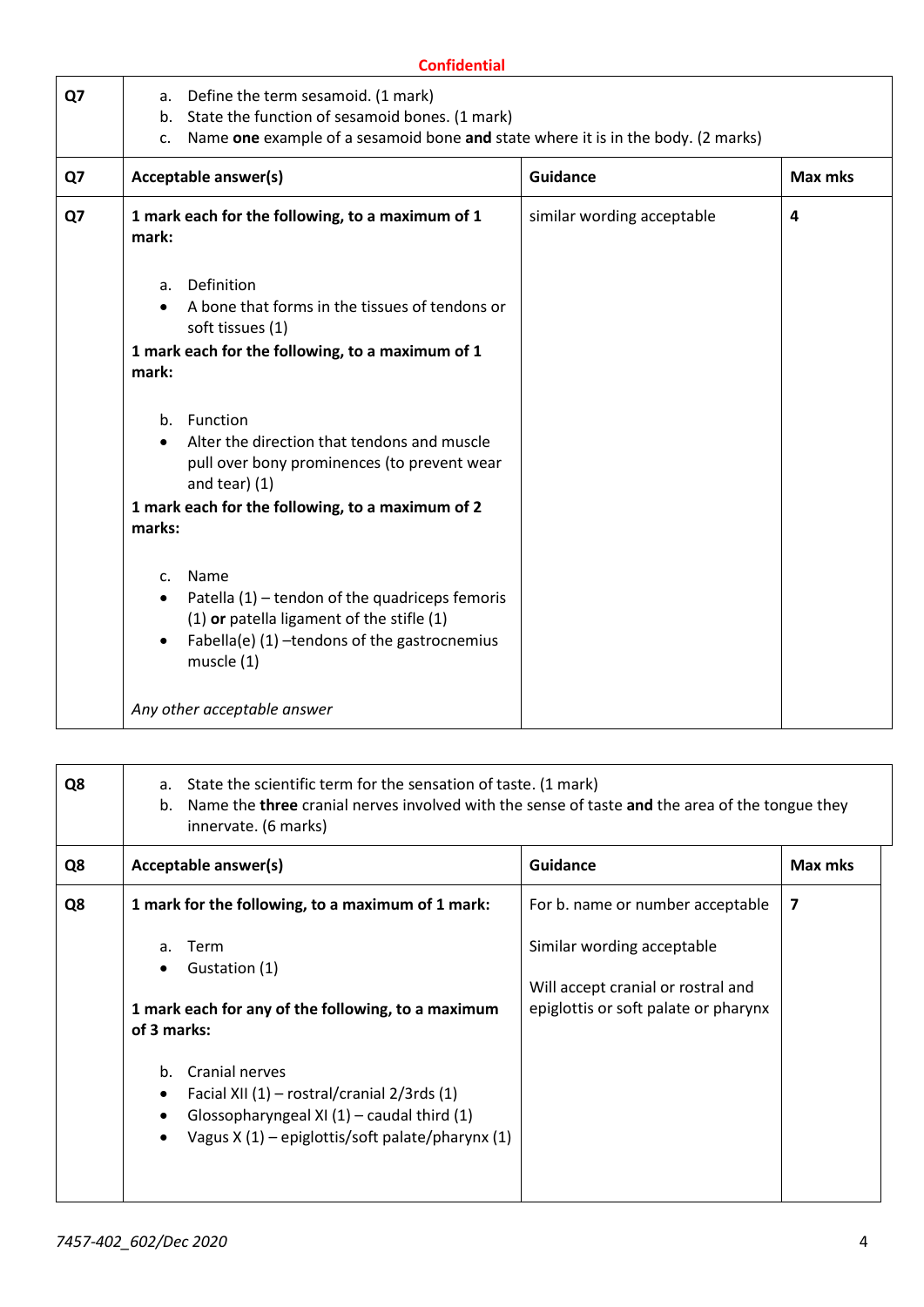**Confidential**

| Q7 | a. Define the term sesamoid. (1 mark)<br>b. State the function of sesamoid bones. (1 mark)<br>c. Name **one** example of a sesamoid bone **and** state where it is in the body. (2 marks) | | |
|---|---|---|---|
| **Q7** | **Acceptable answer(s)** | **Guidance** | **Max mks** |
| **Q7** | **1 mark each for the following, to a maximum of 1 mark:**<br><br>a. Definition<br>• A bone that forms in the tissues of tendons or soft tissues (1)<br>**1 mark each for the following, to a maximum of 1 mark:**<br><br>b. Function<br>• Alter the direction that tendons and muscle pull over bony prominences (to prevent wear and tear) (1)<br>**1 mark each for the following, to a maximum of 2 marks:**<br><br>c. Name<br>• Patella (1) – tendon of the quadriceps femoris (1) **or** patella ligament of the stifle (1)<br>• Fabella(e) (1) –tendons of the gastrocnemius muscle (1)<br><br>*Any other acceptable answer* | similar wording acceptable | **4** |

| Q8 | a. State the scientific term for the sensation of taste. (1 mark)<br>b. Name the **three** cranial nerves involved with the sense of taste **and** the area of the tongue they innervate. (6 marks) | | |
|---|---|---|---|
| **Q8** | **Acceptable answer(s)** | **Guidance** | **Max mks** |
| **Q8** | **1 mark for the following, to a maximum of 1 mark:**<br><br>a. Term<br>• Gustation (1)<br><br>**1 mark each for any of the following, to a maximum of 3 marks:**<br><br>b. Cranial nerves<br>• Facial XII (1) – rostral/cranial 2/3rds (1)<br>• Glossopharyngeal XI (1) – caudal third (1)<br>• Vagus X (1) – epiglottis/soft palate/pharynx (1) | For b. name or number acceptable<br><br>Similar wording acceptable<br><br>Will accept cranial or rostral and epiglottis or soft palate or pharynx | **7** |

*7457-402_602/Dec 2020*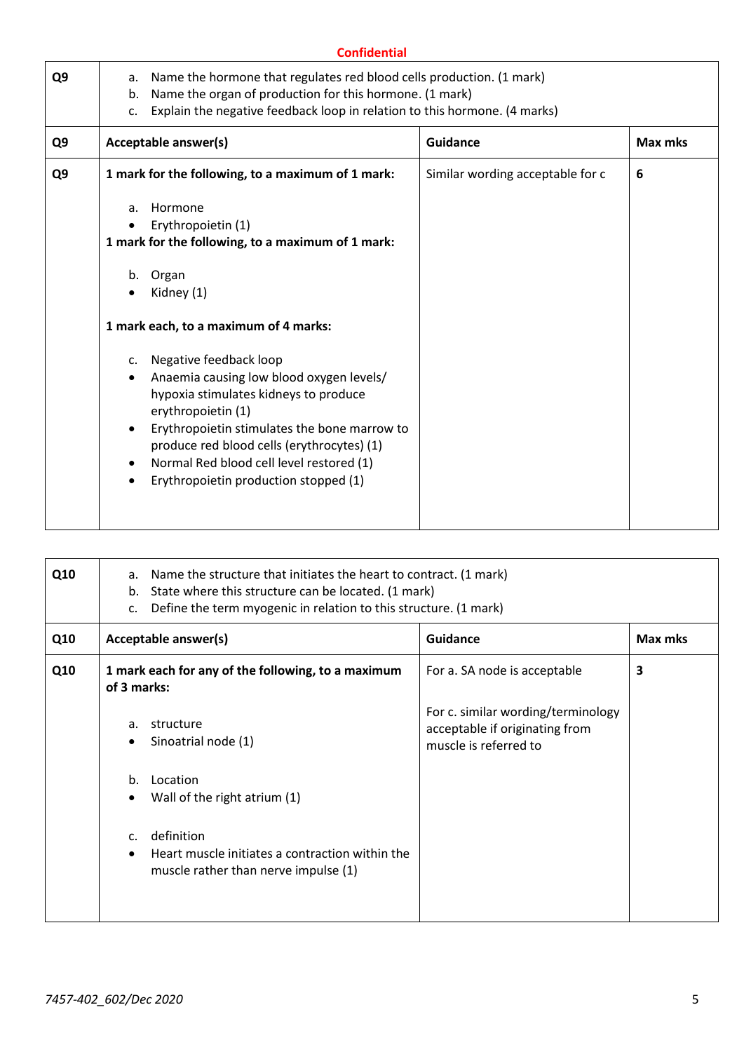**Confidential**

| Q9 | a. Name the hormone that regulates red blood cells production. (1 mark)<br>b. Name the organ of production for this hormone. (1 mark)<br>c. Explain the negative feedback loop in relation to this hormone. (4 marks) | | |
|---|---|---|---|
| **Q9** | **Acceptable answer(s)** | **Guidance** | **Max mks** |
| **Q9** | **1 mark for the following, to a maximum of 1 mark:**<br><br>a. Hormone<br>• Erythropoietin (1)<br>**1 mark for the following, to a maximum of 1 mark:**<br><br>b. Organ<br>• Kidney (1)<br><br>**1 mark each, to a maximum of 4 marks:**<br><br>c. Negative feedback loop<br>• Anaemia causing low blood oxygen levels/ hypoxia stimulates kidneys to produce erythropoietin (1)<br>• Erythropoietin stimulates the bone marrow to produce red blood cells (erythrocytes) (1)<br>• Normal Red blood cell level restored (1)<br>• Erythropoietin production stopped (1) | Similar wording acceptable for c | **6** |

| Q10 | a. Name the structure that initiates the heart to contract. (1 mark)<br>b. State where this structure can be located. (1 mark)<br>c. Define the term myogenic in relation to this structure. (1 mark) | | |
|---|---|---|---|
| **Q10** | **Acceptable answer(s)** | **Guidance** | **Max mks** |
| **Q10** | **1 mark each for any of the following, to a maximum of 3 marks:**<br><br>a. structure<br>• Sinoatrial node (1)<br><br>b. Location<br>• Wall of the right atrium (1)<br><br>c. definition<br>• Heart muscle initiates a contraction within the muscle rather than nerve impulse (1) | For a. SA node is acceptable<br><br>For c. similar wording/terminology acceptable if originating from muscle is referred to | **3** |

*7457-402_602/Dec 2020*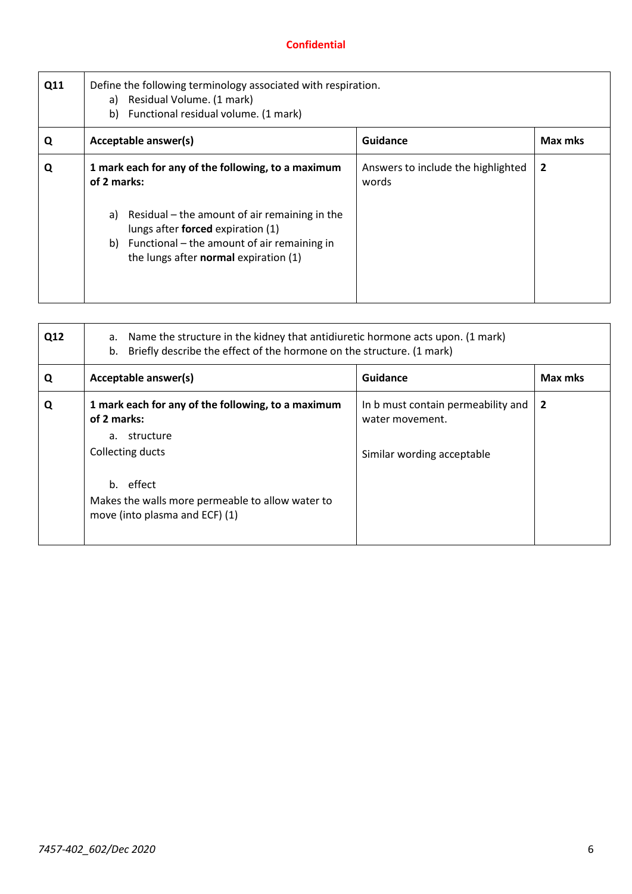**Confidential**

| Q11 | Define the following terminology associated with respiration.<br>a) Residual Volume. (1 mark)<br>b) Functional residual volume. (1 mark) | | |
|---|---|---|---|
| **Q** | **Acceptable answer(s)** | **Guidance** | **Max mks** |
| **Q** | **1 mark each for any of the following, to a maximum of 2 marks:**<br><br>a) Residual – the amount of air remaining in the lungs after **forced** expiration (1)<br>b) Functional – the amount of air remaining in the lungs after **normal** expiration (1) | Answers to include the highlighted words | **2** |

| Q12 | a. Name the structure in the kidney that antidiuretic hormone acts upon. (1 mark)<br>b. Briefly describe the effect of the hormone on the structure. (1 mark) | | |
|---|---|---|---|
| **Q** | **Acceptable answer(s)** | **Guidance** | **Max mks** |
| **Q** | **1 mark each for any of the following, to a maximum of 2 marks:**<br>a. structure<br>Collecting ducts<br><br>b. effect<br>Makes the walls more permeable to allow water to move (into plasma and ECF) (1) | In b must contain permeability and water movement.<br><br>Similar wording acceptable | **2** |

*7457-402_602/Dec 2020*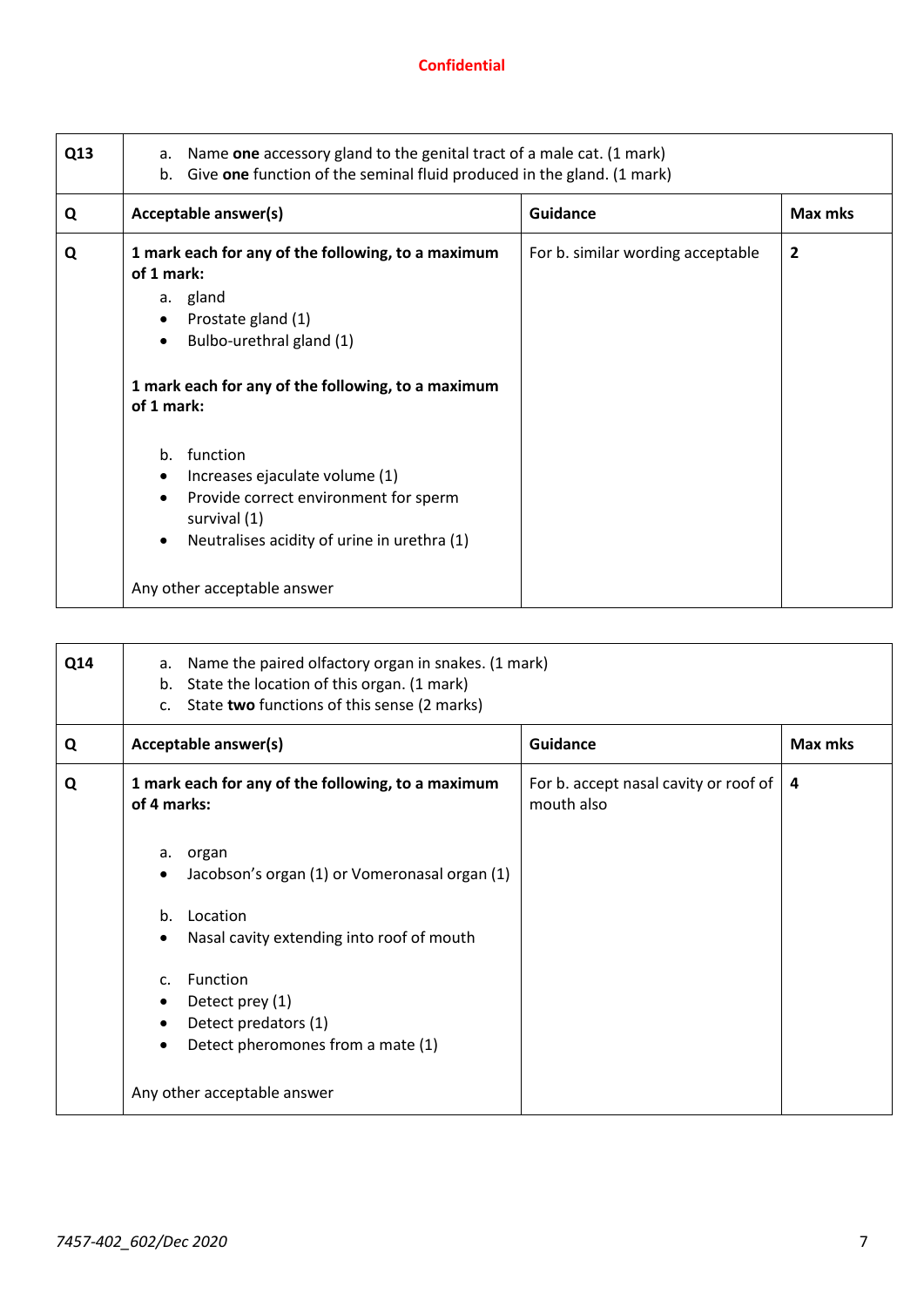Confidential

| Q13 | a. Name **one** accessory gland to the genital tract of a male cat. (1 mark)<br>b. Give **one** function of the seminal fluid produced in the gland. (1 mark) | | |
|---|---|---|---|
| **Q** | **Acceptable answer(s)** | **Guidance** | **Max mks** |
| **Q** | **1 mark each for any of the following, to a maximum of 1 mark:**<br>a. gland<br>• Prostate gland (1)<br>• Bulbo-urethral gland (1)<br><br>**1 mark each for any of the following, to a maximum of 1 mark:**<br><br>b. function<br>• Increases ejaculate volume (1)<br>• Provide correct environment for sperm survival (1)<br>• Neutralises acidity of urine in urethra (1)<br><br>Any other acceptable answer | For b. similar wording acceptable | **2** |

| Q14 | a. Name the paired olfactory organ in snakes. (1 mark)<br>b. State the location of this organ. (1 mark)<br>c. State **two** functions of this sense (2 marks) | | |
|---|---|---|---|
| **Q** | **Acceptable answer(s)** | **Guidance** | **Max mks** |
| **Q** | **1 mark each for any of the following, to a maximum of 4 marks:**<br><br>a. organ<br>• Jacobson's organ (1) or Vomeronasal organ (1)<br><br>b. Location<br>• Nasal cavity extending into roof of mouth<br><br>c. Function<br>• Detect prey (1)<br>• Detect predators (1)<br>• Detect pheromones from a mate (1)<br><br>Any other acceptable answer | For b. accept nasal cavity or roof of mouth also | **4** |

*7457-402_602/Dec 2020*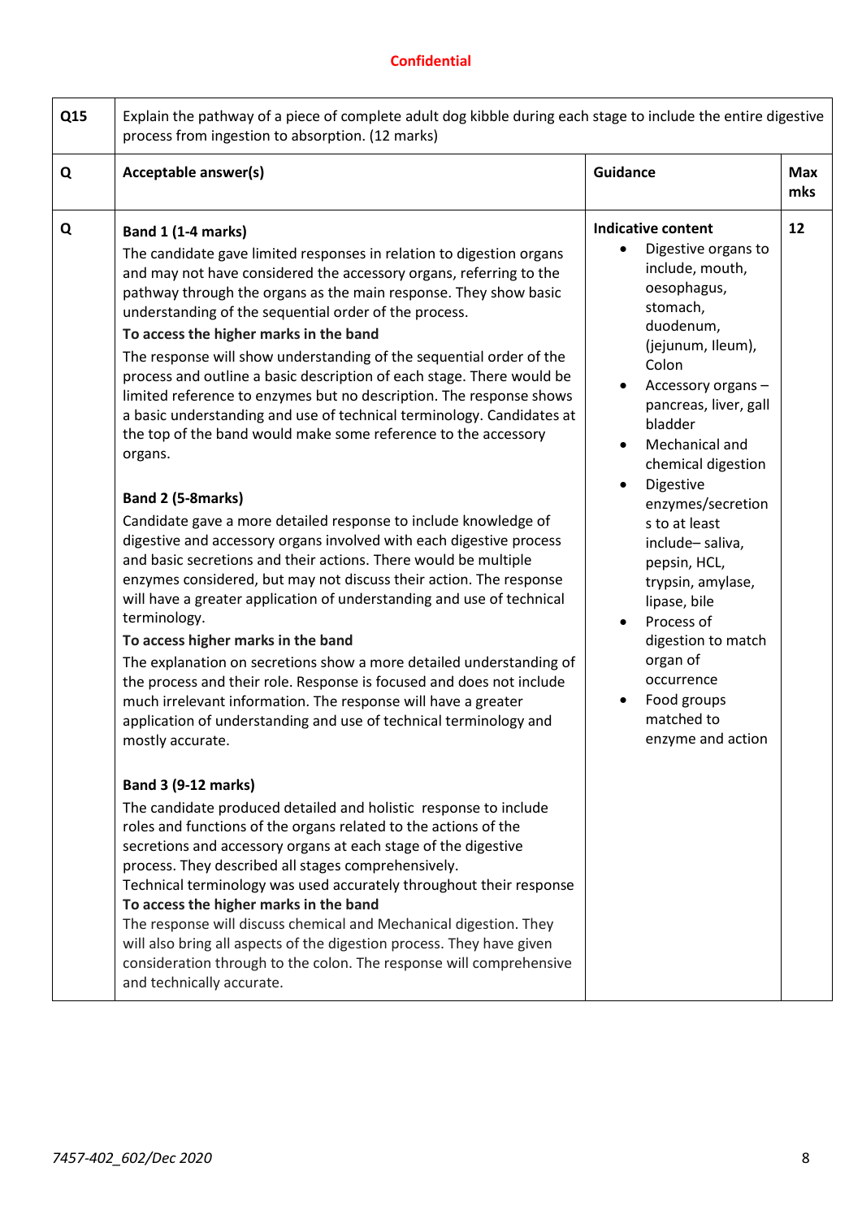**Confidential**

| Q15 | Explain the pathway of a piece of complete adult dog kibble during each stage to include the entire digestive process from ingestion to absorption. (12 marks) | | |
|---|---|---|---|
| **Q** | **Acceptable answer(s)** | **Guidance** | **Max mks** |
| **Q** | **Band 1 (1-4 marks)**<br>The candidate gave limited responses in relation to digestion organs and may not have considered the accessory organs, referring to the pathway through the organs as the main response. They show basic understanding of the sequential order of the process.<br>**To access the higher marks in the band**<br>The response will show understanding of the sequential order of the process and outline a basic description of each stage. There would be limited reference to enzymes but no description. The response shows a basic understanding and use of technical terminology. Candidates at the top of the band would make some reference to the accessory organs.<br><br>**Band 2 (5-8marks)**<br>Candidate gave a more detailed response to include knowledge of digestive and accessory organs involved with each digestive process and basic secretions and their actions. There would be multiple enzymes considered, but may not discuss their action. The response will have a greater application of understanding and use of technical terminology.<br>**To access higher marks in the band**<br>The explanation on secretions show a more detailed understanding of the process and their role. Response is focused and does not include much irrelevant information. The response will have a greater application of understanding and use of technical terminology and mostly accurate.<br><br>**Band 3 (9-12 marks)**<br>The candidate produced detailed and holistic response to include roles and functions of the organs related to the actions of the secretions and accessory organs at each stage of the digestive process. They described all stages comprehensively.<br>Technical terminology was used accurately throughout their response<br>**To access the higher marks in the band**<br>The response will discuss chemical and Mechanical digestion. They will also bring all aspects of the digestion process. They have given consideration through to the colon. The response will comprehensive and technically accurate. | **Indicative content**<br>• Digestive organs to include, mouth, oesophagus, stomach, duodenum, (jejunum, Ileum), Colon<br>• Accessory organs – pancreas, liver, gall bladder<br>• Mechanical and chemical digestion<br>• Digestive enzymes/secretions to at least include– saliva, pepsin, HCL, trypsin, amylase, lipase, bile<br>• Process of digestion to match organ of occurrence<br>• Food groups matched to enzyme and action | 12 |

*7457-402_602/Dec 2020*